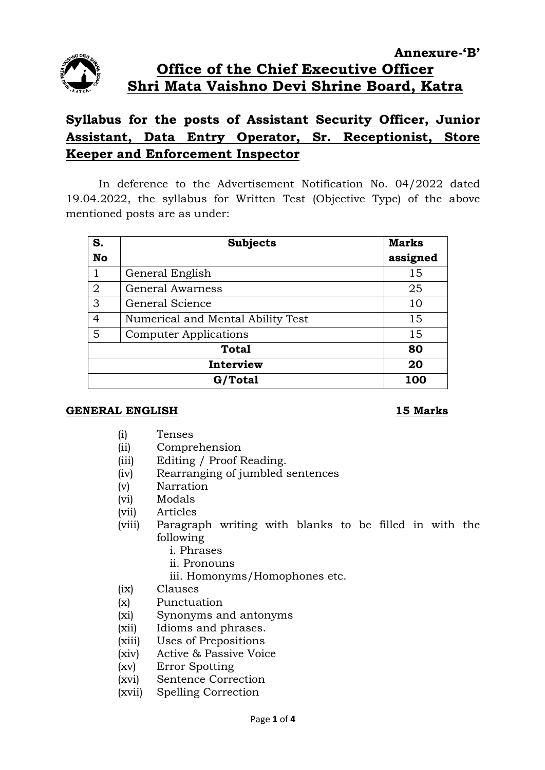**Annexure-'B'**

# Office of the Chief Executive Officer
# Shri Mata Vaishno Devi Shrine Board, Katra

## Syllabus for the posts of Assistant Security Officer, Junior Assistant, Data Entry Operator, Sr. Receptionist, Store Keeper and Enforcement Inspector

In deference to the Advertisement Notification No. 04/2022 dated 19.04.2022, the syllabus for Written Test (Objective Type) of the above mentioned posts are as under:

| S. No | Subjects | Marks assigned |
|---|---|---|
| 1 | General English | 15 |
| 2 | General Awarness | 25 |
| 3 | General Science | 10 |
| 4 | Numerical and Mental Ability Test | 15 |
| 5 | Computer Applications | 15 |
| | **Total** | **80** |
| | **Interview** | **20** |
| | **G/Total** | **100** |

**GENERAL ENGLISH** **15 Marks**

(i) Tenses
(ii) Comprehension
(iii) Editing / Proof Reading.
(iv) Rearranging of jumbled sentences
(v) Narration
(vi) Modals
(vii) Articles
(viii) Paragraph writing with blanks to be filled in with the following
   i. Phrases
   ii. Pronouns
   iii. Homonyms/Homophones etc.
(ix) Clauses
(x) Punctuation
(xi) Synonyms and antonyms
(xii) Idioms and phrases.
(xiii) Uses of Prepositions
(xiv) Active & Passive Voice
(xv) Error Spotting
(xvi) Sentence Correction
(xvii) Spelling Correction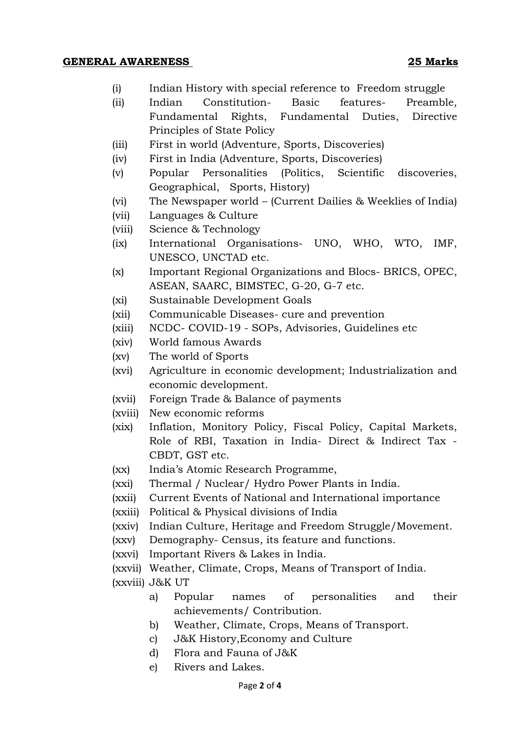**GENERAL AWARENESS** **25 Marks**

(i) Indian History with special reference to Freedom struggle
(ii) Indian Constitution- Basic features- Preamble, Fundamental Rights, Fundamental Duties, Directive Principles of State Policy
(iii) First in world (Adventure, Sports, Discoveries)
(iv) First in India (Adventure, Sports, Discoveries)
(v) Popular Personalities (Politics, Scientific discoveries, Geographical, Sports, History)
(vi) The Newspaper world – (Current Dailies & Weeklies of India)
(vii) Languages & Culture
(viii) Science & Technology
(ix) International Organisations- UNO, WHO, WTO, IMF, UNESCO, UNCTAD etc.
(x) Important Regional Organizations and Blocs- BRICS, OPEC, ASEAN, SAARC, BIMSTEC, G-20, G-7 etc.
(xi) Sustainable Development Goals
(xii) Communicable Diseases- cure and prevention
(xiii) NCDC- COVID-19 - SOPs, Advisories, Guidelines etc
(xiv) World famous Awards
(xv) The world of Sports
(xvi) Agriculture in economic development; Industrialization and economic development.
(xvii) Foreign Trade & Balance of payments
(xviii) New economic reforms
(xix) Inflation, Monitory Policy, Fiscal Policy, Capital Markets, Role of RBI, Taxation in India- Direct & Indirect Tax - CBDT, GST etc.
(xx) India's Atomic Research Programme,
(xxi) Thermal / Nuclear/ Hydro Power Plants in India.
(xxii) Current Events of National and International importance
(xxiii) Political & Physical divisions of India
(xxiv) Indian Culture, Heritage and Freedom Struggle/Movement.
(xxv) Demography- Census, its feature and functions.
(xxvi) Important Rivers & Lakes in India.
(xxvii) Weather, Climate, Crops, Means of Transport of India.
(xxviii) J&K UT
  a) Popular names of personalities and their achievements/ Contribution.
  b) Weather, Climate, Crops, Means of Transport.
  c) J&K History,Economy and Culture
  d) Flora and Fauna of J&K
  e) Rivers and Lakes.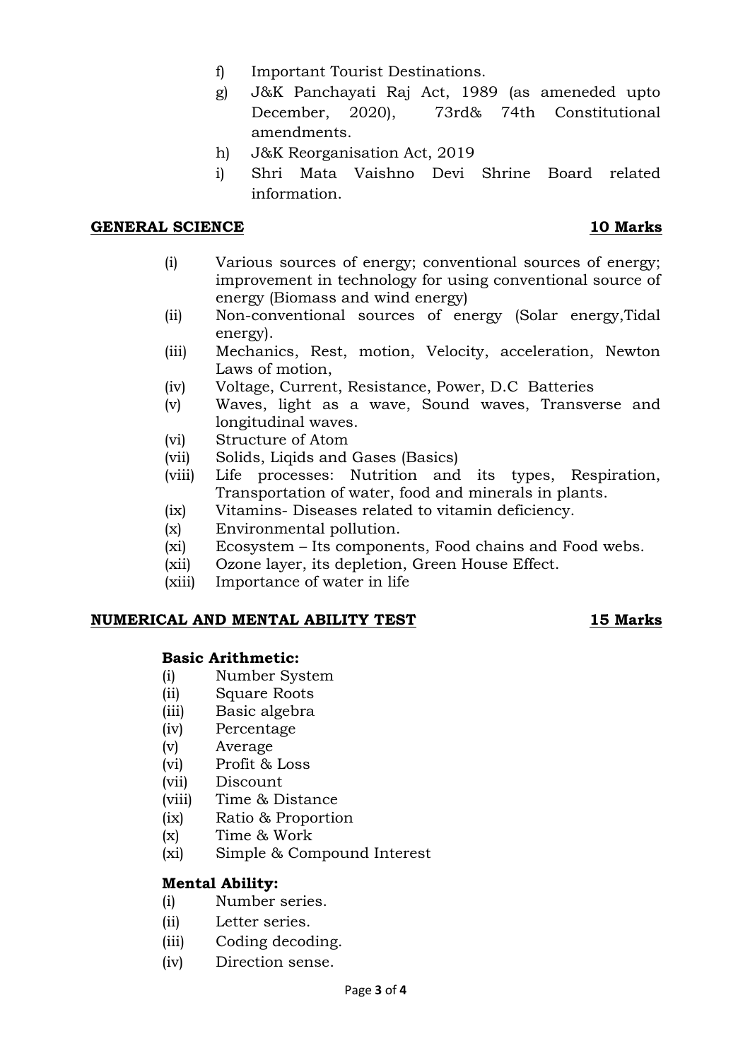f) Important Tourist Destinations.
g) J&K Panchayati Raj Act, 1989 (as ameneded upto December, 2020), 73rd& 74th Constitutional amendments.
h) J&K Reorganisation Act, 2019
i) Shri Mata Vaishno Devi Shrine Board related information.

## GENERAL SCIENCE — 10 Marks

(i) Various sources of energy; conventional sources of energy; improvement in technology for using conventional source of energy (Biomass and wind energy)
(ii) Non-conventional sources of energy (Solar energy,Tidal energy).
(iii) Mechanics, Rest, motion, Velocity, acceleration, Newton Laws of motion,
(iv) Voltage, Current, Resistance, Power, D.C Batteries
(v) Waves, light as a wave, Sound waves, Transverse and longitudinal waves.
(vi) Structure of Atom
(vii) Solids, Liqids and Gases (Basics)
(viii) Life processes: Nutrition and its types, Respiration, Transportation of water, food and minerals in plants.
(ix) Vitamins- Diseases related to vitamin deficiency.
(x) Environmental pollution.
(xi) Ecosystem – Its components, Food chains and Food webs.
(xii) Ozone layer, its depletion, Green House Effect.
(xiii) Importance of water in life

## NUMERICAL AND MENTAL ABILITY TEST — 15 Marks

**Basic Arithmetic:**

(i) Number System
(ii) Square Roots
(iii) Basic algebra
(iv) Percentage
(v) Average
(vi) Profit & Loss
(vii) Discount
(viii) Time & Distance
(ix) Ratio & Proportion
(x) Time & Work
(xi) Simple & Compound Interest

**Mental Ability:**

(i) Number series.
(ii) Letter series.
(iii) Coding decoding.
(iv) Direction sense.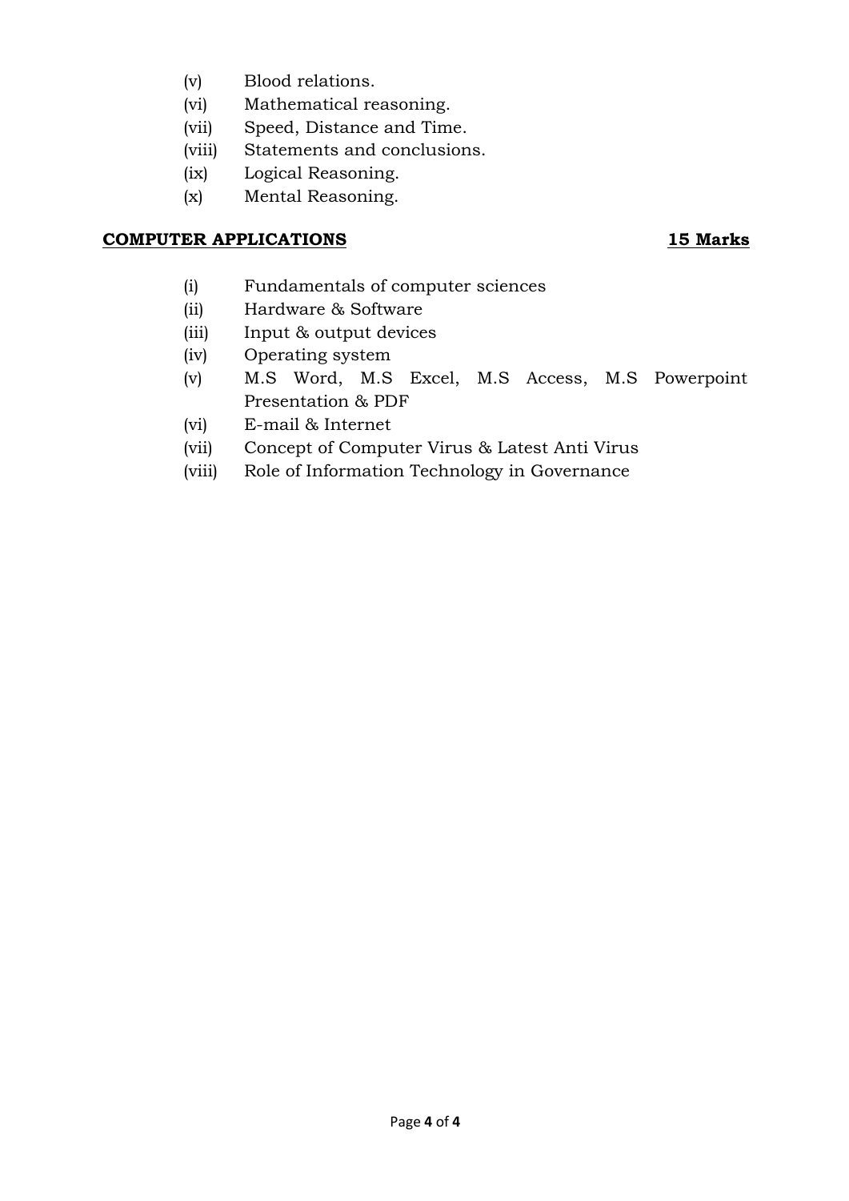(v) Blood relations.
(vi) Mathematical reasoning.
(vii) Speed, Distance and Time.
(viii) Statements and conclusions.
(ix) Logical Reasoning.
(x) Mental Reasoning.

**COMPUTER APPLICATIONS** **15 Marks**

(i) Fundamentals of computer sciences
(ii) Hardware & Software
(iii) Input & output devices
(iv) Operating system
(v) M.S Word, M.S Excel, M.S Access, M.S Powerpoint Presentation & PDF
(vi) E-mail & Internet
(vii) Concept of Computer Virus & Latest Anti Virus
(viii) Role of Information Technology in Governance